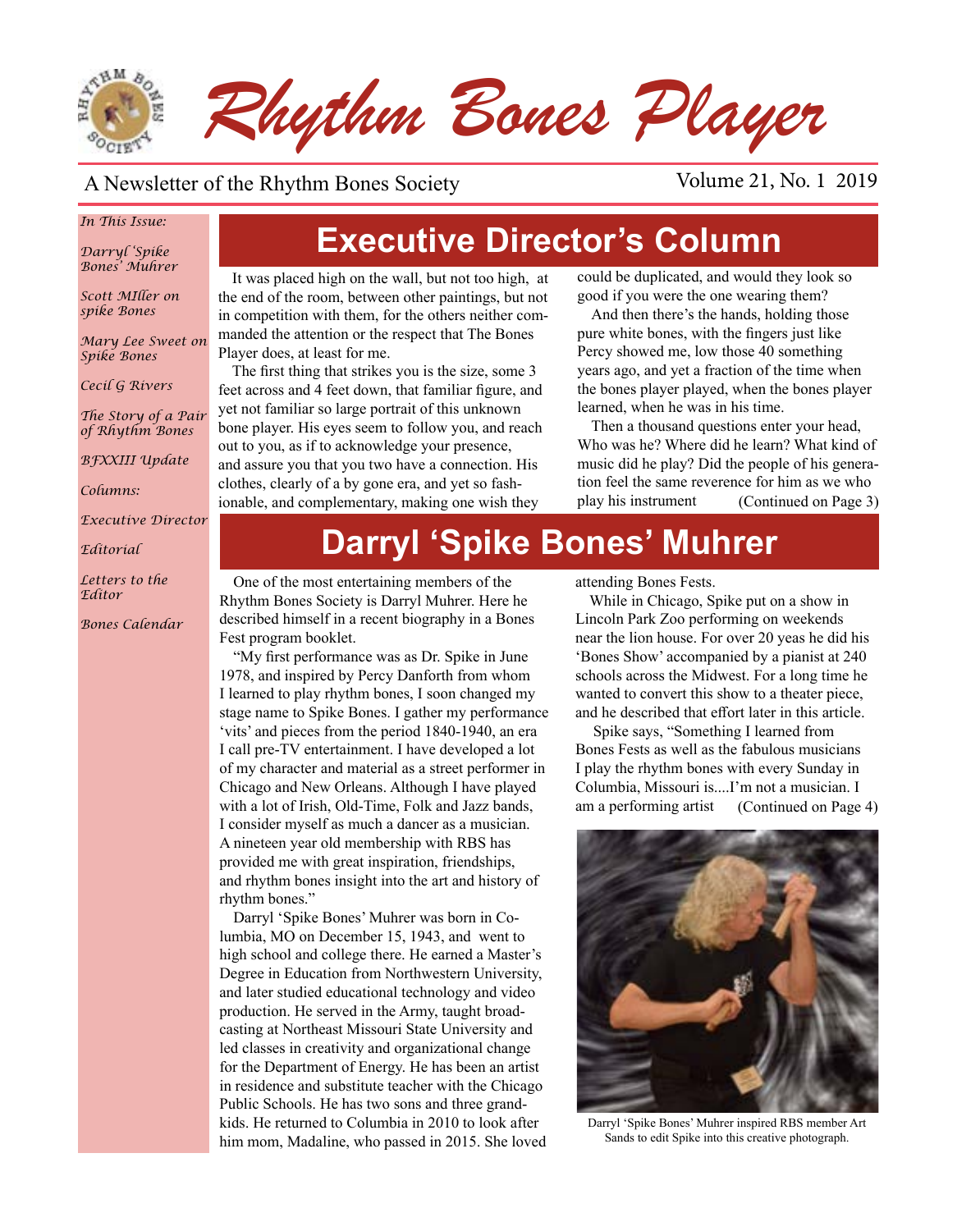# Rhythm Bones Player

A Newsletter of the Rhythm Bones Society

Volume 21, No. 1 2019

*In This Issue:*

*Darryl 'Spike Bones' Muhrer*

*Scott MIller on spike Bones*

*Mary Lee Sweet on Spike Bones*

*Cecil G Rivers*

*The Story of a Pair of Rhythm Bones*

*BFXXIII Update*

*Columns:*

*Executive Director*

*Editorial*

*Letters to the Editor*

*Bones Calendar*

## Executive Director's Column

It was placed high on the wall, but not too high, at the end of the room, between other paintings, but not in competition with them, for the others neither commanded the attention or the respect that The Bones Player does, at least for me.

The first thing that strikes you is the size, some 3 feet across and 4 feet down, that familiar figure, and yet not familiar so large portrait of this unknown bone player. His eyes seem to follow you, and reach out to you, as if to acknowledge your presence, and assure you that you two have a connection. His clothes, clearly of a by gone era, and yet so fashionable, and complementary, making one wish they could be duplicated, and would they look so good if you were the one wearing them?

And then there's the hands, holding those pure white bones, with the fingers just like Percy showed me, low those 40 something years ago, and yet a fraction of the time when the bones player played, when the bones player learned, when he was in his time.

Then a thousand questions enter your head, Who was he? Where did he learn? What kind of music did he play? Did the people of his generation feel the same reverence for him as we who play his instrument (Continued on Page 3)

## Darryl 'Spike Bones' Muhrer

One of the most entertaining members of the Rhythm Bones Society is Darryl Muhrer. Here he described himself in a recent biography in a Bones Fest program booklet.

"My first performance was as Dr. Spike in June 1978, and inspired by Percy Danforth from whom I learned to play rhythm bones, I soon changed my stage name to Spike Bones. I gather my performance 'vits' and pieces from the period 1840-1940, an era I call pre-TV entertainment. I have developed a lot of my character and material as a street performer in Chicago and New Orleans. Although I have played with a lot of Irish, Old-Time, Folk and Jazz bands, I consider myself as much a dancer as a musician. A nineteen year old membership with RBS has provided me with great inspiration, friendships, and rhythm bones insight into the art and history of rhythm bones."

Darryl 'Spike Bones' Muhrer was born in Columbia, MO on December 15, 1943, and went to high school and college there. He earned a Master's Degree in Education from Northwestern University, and later studied educational technology and video production. He served in the Army, taught broadcasting at Northeast Missouri State University and led classes in creativity and organizational change for the Department of Energy. He has been an artist in residence and substitute teacher with the Chicago Public Schools. He has two sons and three grandkids. He returned to Columbia in 2010 to look after him mom, Madaline, who passed in 2015. She loved attending Bones Fests.

While in Chicago, Spike put on a show in Lincoln Park Zoo performing on weekends near the lion house. For over 20 yeas he did his 'Bones Show' accompanied by a pianist at 240 schools across the Midwest. For a long time he wanted to convert this show to a theater piece, and he described that effort later in this article.

Spike says, "Something I learned from Bones Fests as well as the fabulous musicians I play the rhythm bones with every Sunday in Columbia, Missouri is....I'm not a musician. I am a performing artist (Continued on Page 4)

Darryl 'Spike Bones' Muhrer inspired RBS member Art Sands to edit Spike into this creative photograph.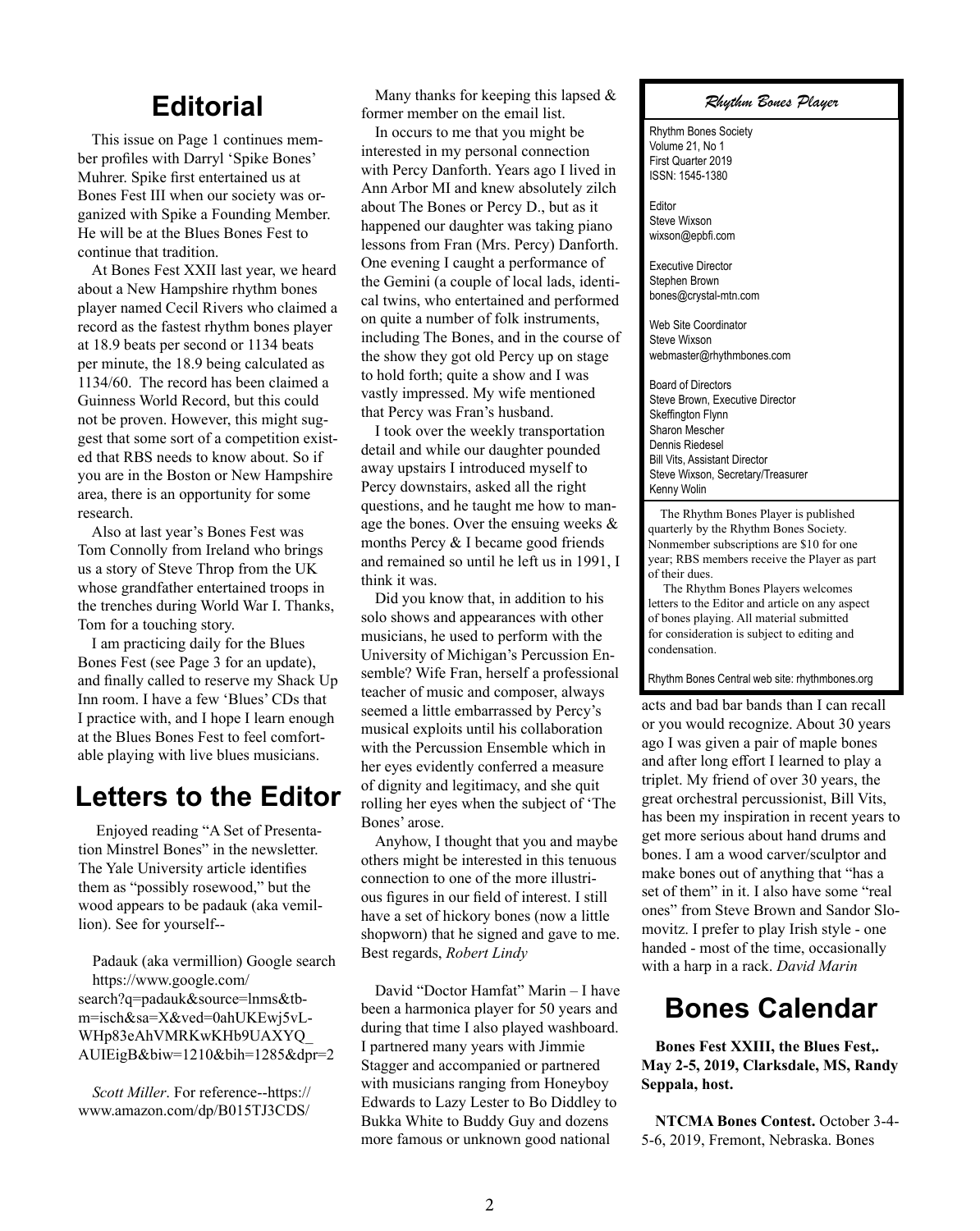## Editorial

This issue on Page 1 continues member profiles with Darryl 'Spike Bones' Muhrer. Spike first entertained us at Bones Fest III when our society was organized with Spike a Founding Member. He will be at the Blues Bones Fest to continue that tradition.

At Bones Fest XXII last year, we heard about a New Hampshire rhythm bones player named Cecil Rivers who claimed a record as the fastest rhythm bones player at 18.9 beats per second or 1134 beats per minute, the 18.9 being calculated as 1134/60. The record has been claimed a Guinness World Record, but this could not be proven. However, this might suggest that some sort of a competition existed that RBS needs to know about. So if you are in the Boston or New Hampshire area, there is an opportunity for some research.

Also at last year's Bones Fest was Tom Connolly from Ireland who brings us a story of Steve Throp from the UK whose grandfather entertained troops in the trenches during World War I. Thanks, Tom for a touching story.

I am practicing daily for the Blues Bones Fest (see Page 3 for an update), and finally called to reserve my Shack Up Inn room. I have a few 'Blues' CDs that I practice with, and I hope I learn enough at the Blues Bones Fest to feel comfortable playing with live blues musicians.

## Letters to the Editor

Enjoyed reading "A Set of Presentation Minstrel Bones" in the newsletter. The Yale University article identifies them as "possibly rosewood," but the wood appears to be padauk (aka vemillion). See for yourself--

Padauk (aka vermillion) Google search https://www.google.com/search?q=padauk&source=lnms&tbm=isch&sa=X&ved=0ahUKEwj5vL-WHp83eAhVMRKwKHb9UAXYQ_AUIEigB&biw=1210&bih=1285&dpr=2

*Scott Miller*. For reference--https://www.amazon.com/dp/B015TJ3CDS/

Many thanks for keeping this lapsed & former member on the email list.

In occurs to me that you might be interested in my personal connection with Percy Danforth. Years ago I lived in Ann Arbor MI and knew absolutely zilch about The Bones or Percy D., but as it happened our daughter was taking piano lessons from Fran (Mrs. Percy) Danforth. One evening I caught a performance of the Gemini (a couple of local lads, identical twins, who entertained and performed on quite a number of folk instruments, including The Bones, and in the course of the show they got old Percy up on stage to hold forth; quite a show and I was vastly impressed. My wife mentioned that Percy was Fran's husband.

I took over the weekly transportation detail and while our daughter pounded away upstairs I introduced myself to Percy downstairs, asked all the right questions, and he taught me how to manage the bones. Over the ensuing weeks & months Percy & I became good friends and remained so until he left us in 1991, I think it was.

Did you know that, in addition to his solo shows and appearances with other musicians, he used to perform with the University of Michigan's Percussion Ensemble? Wife Fran, herself a professional teacher of music and composer, always seemed a little embarrassed by Percy's musical exploits until his collaboration with the Percussion Ensemble which in her eyes evidently conferred a measure of dignity and legitimacy, and she quit rolling her eyes when the subject of 'The Bones' arose.

Anyhow, I thought that you and maybe others might be interested in this tenuous connection to one of the more illustrious figures in our field of interest. I still have a set of hickory bones (now a little shopworn) that he signed and gave to me. Best regards, *Robert Lindy*

David "Doctor Hamfat" Marin – I have been a harmonica player for 50 years and during that time I also played washboard. I partnered many years with Jimmie Stagger and accompanied or partnered with musicians ranging from Honeyboy Edwards to Lazy Lester to Bo Diddley to Bukka White to Buddy Guy and dozens more famous or unknown good national acts and bad bar bands than I can recall or you would recognize. About 30 years ago I was given a pair of maple bones and after long effort I learned to play a triplet. My friend of over 30 years, the great orchestral percussionist, Bill Vits, has been my inspiration in recent years to get more serious about hand drums and bones. I am a wood carver/sculptor and make bones out of anything that "has a set of them" in it. I also have some "real ones" from Steve Brown and Sandor Slomovitz. I prefer to play Irish style - one handed - most of the time, occasionally with a harp in a rack. *David Marin*

### *Rhythm Bones Player*

Rhythm Bones Society
Volume 21, No 1
First Quarter 2019
ISSN: 1545-1380

Editor
Steve Wixson
wixson@epbfi.com

Executive Director
Stephen Brown
bones@crystal-mtn.com

Web Site Coordinator
Steve Wixson
webmaster@rhythmbones.com

Board of Directors
Steve Brown, Executive Director
Skeffington Flynn
Sharon Mescher
Dennis Riedesel
Bill Vits, Assistant Director
Steve Wixson, Secretary/Treasurer
Kenny Wolin

The Rhythm Bones Player is published quarterly by the Rhythm Bones Society. Nonmember subscriptions are $10 for one year; RBS members receive the Player as part of their dues.

The Rhythm Bones Players welcomes letters to the Editor and article on any aspect of bones playing. All material submitted for consideration is subject to editing and condensation.

Rhythm Bones Central web site: rhythmbones.org

## Bones Calendar

**Bones Fest XXIII, the Blues Fest,. May 2-5, 2019, Clarksdale, MS, Randy Seppala, host.**

**NTCMA Bones Contest.** October 3-4-5-6, 2019, Fremont, Nebraska. Bones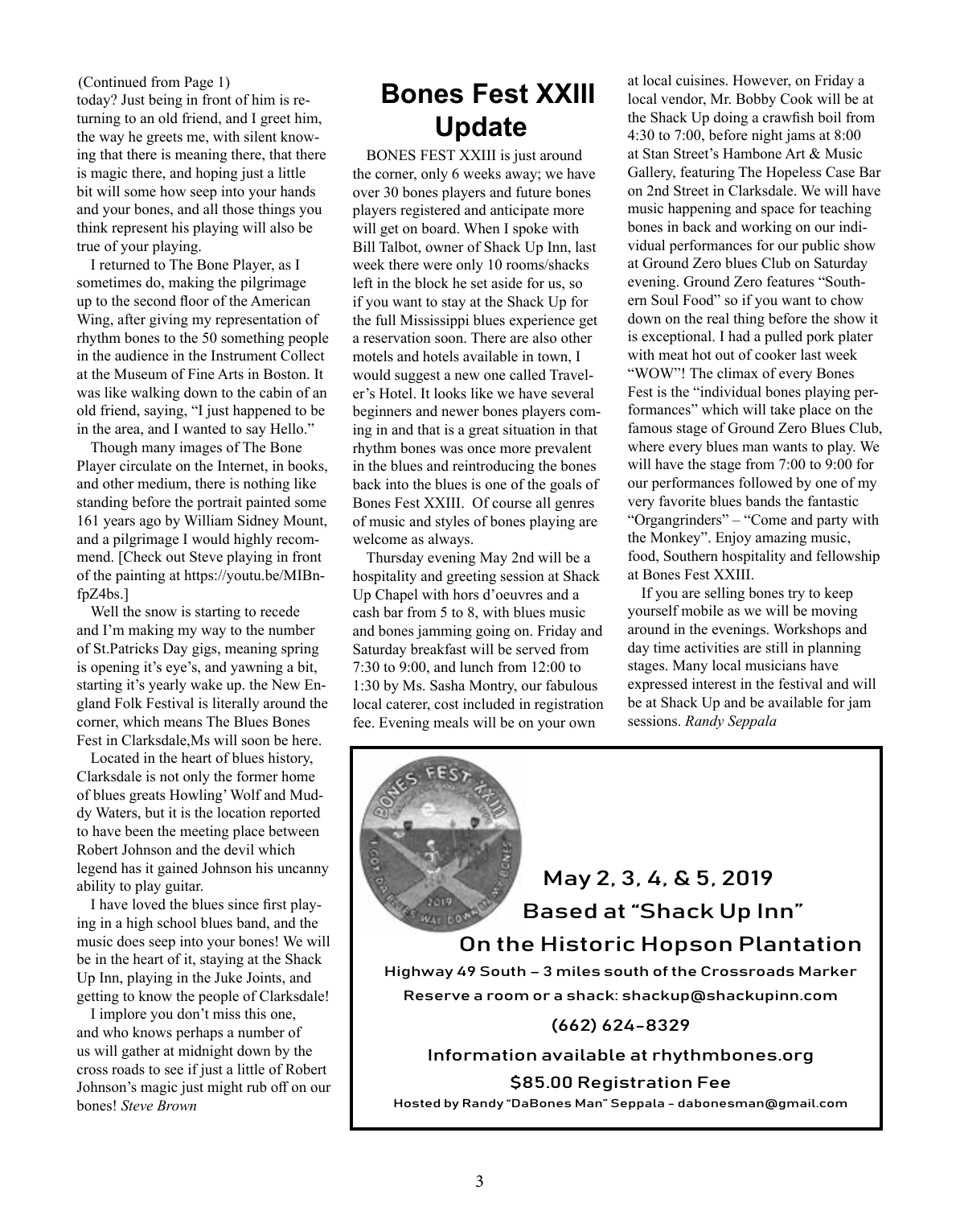(Continued from Page 1)

today? Just being in front of him is returning to an old friend, and I greet him, the way he greets me, with silent knowing that there is meaning there, that there is magic there, and hoping just a little bit will some how seep into your hands and your bones, and all those things you think represent his playing will also be true of your playing.

I returned to The Bone Player, as I sometimes do, making the pilgrimage up to the second floor of the American Wing, after giving my representation of rhythm bones to the 50 something people in the audience in the Instrument Collect at the Museum of Fine Arts in Boston. It was like walking down to the cabin of an old friend, saying, "I just happened to be in the area, and I wanted to say Hello."

Though many images of The Bone Player circulate on the Internet, in books, and other medium, there is nothing like standing before the portrait painted some 161 years ago by William Sidney Mount, and a pilgrimage I would highly recommend. [Check out Steve playing in front of the painting at https://youtu.be/MIBn-fpZ4bs.]

Well the snow is starting to recede and I'm making my way to the number of St.Patricks Day gigs, meaning spring is opening it's eye's, and yawning a bit, starting it's yearly wake up. the New England Folk Festival is literally around the corner, which means The Blues Bones Fest in Clarksdale,Ms will soon be here.

Located in the heart of blues history, Clarksdale is not only the former home of blues greats Howling' Wolf and Muddy Waters, but it is the location reported to have been the meeting place between Robert Johnson and the devil which legend has it gained Johnson his uncanny ability to play guitar.

I have loved the blues since first playing in a high school blues band, and the music does seep into your bones! We will be in the heart of it, staying at the Shack Up Inn, playing in the Juke Joints, and getting to know the people of Clarksdale!

I implore you don't miss this one, and who knows perhaps a number of us will gather at midnight down by the cross roads to see if just a little of Robert Johnson's magic just might rub off on our bones! *Steve Brown*

# Bones Fest XXIII Update

BONES FEST XXIII is just around the corner, only 6 weeks away; we have over 30 bones players and future bones players registered and anticipate more will get on board. When I spoke with Bill Talbot, owner of Shack Up Inn, last week there were only 10 rooms/shacks left in the block he set aside for us, so if you want to stay at the Shack Up for the full Mississippi blues experience get a reservation soon. There are also other motels and hotels available in town, I would suggest a new one called Traveler's Hotel. It looks like we have several beginners and newer bones players coming in and that is a great situation in that rhythm bones was once more prevalent in the blues and reintroducing the bones back into the blues is one of the goals of Bones Fest XXIII. Of course all genres of music and styles of bones playing are welcome as always.

Thursday evening May 2nd will be a hospitality and greeting session at Shack Up Chapel with hors d'oeuvres and a cash bar from 5 to 8, with blues music and bones jamming going on. Friday and Saturday breakfast will be served from 7:30 to 9:00, and lunch from 12:00 to 1:30 by Ms. Sasha Montry, our fabulous local caterer, cost included in registration fee. Evening meals will be on your own at local cuisines. However, on Friday a local vendor, Mr. Bobby Cook will be at the Shack Up doing a crawfish boil from 4:30 to 7:00, before night jams at 8:00 at Stan Street's Hambone Art & Music Gallery, featuring The Hopeless Case Bar on 2nd Street in Clarksdale. We will have music happening and space for teaching bones in back and working on our individual performances for our public show at Ground Zero blues Club on Saturday evening. Ground Zero features "Southern Soul Food" so if you want to chow down on the real thing before the show it is exceptional. I had a pulled pork plater with meat hot out of cooker last week "WOW"! The climax of every Bones Fest is the "individual bones playing performances" which will take place on the famous stage of Ground Zero Blues Club, where every blues man wants to play. We will have the stage from 7:00 to 9:00 for our performances followed by one of my very favorite blues bands the fantastic "Organgrinders" – "Come and party with the Monkey". Enjoy amazing music, food, Southern hospitality and fellowship at Bones Fest XXIII.

If you are selling bones try to keep yourself mobile as we will be moving around in the evenings. Workshops and day time activities are still in planning stages. Many local musicians have expressed interest in the festival and will be at Shack Up and be available for jam sessions. *Randy Seppala*

**May 2, 3, 4, & 5, 2019**

**Based at "Shack Up Inn"**

**On the Historic Hopson Plantation**

**Highway 49 South – 3 miles south of the Crossroads Marker**

**Reserve a room or a shack: shackup@shackupinn.com**

**(662) 624-8329**

**Information available at rhythmbones.org**

**$85.00 Registration Fee**

**Hosted by Randy "DaBones Man" Seppala - dabonesman@gmail.com**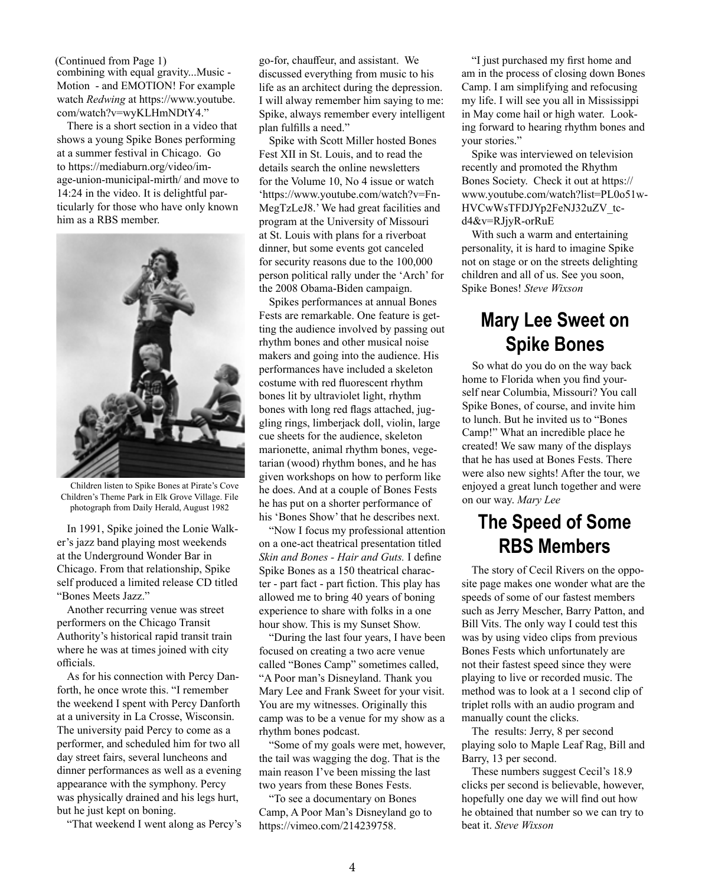(Continued from Page 1)
combining with equal gravity...Music - Motion - and EMOTION! For example watch *Redwing* at https://www.youtube.com/watch?v=wyKLHmNDtY4."

There is a short section in a video that shows a young Spike Bones performing at a summer festival in Chicago. Go to https://mediaburn.org/video/image-union-municipal-mirth/ and move to 14:24 in the video. It is delightful particularly for those who have only known him as a RBS member.

Children listen to Spike Bones at Pirate's Cove Children's Theme Park in Elk Grove Village. File photograph from Daily Herald, August 1982

In 1991, Spike joined the Lonie Walker's jazz band playing most weekends at the Underground Wonder Bar in Chicago. From that relationship, Spike self produced a limited release CD titled "Bones Meets Jazz."

Another recurring venue was street performers on the Chicago Transit Authority's historical rapid transit train where he was at times joined with city officials.

As for his connection with Percy Danforth, he once wrote this. "I remember the weekend I spent with Percy Danforth at a university in La Crosse, Wisconsin. The university paid Percy to come as a performer, and scheduled him for two all day street fairs, several luncheons and dinner performances as well as a evening appearance with the symphony. Percy was physically drained and his legs hurt, but he just kept on boning.

"That weekend I went along as Percy's go-for, chauffeur, and assistant. We discussed everything from music to his life as an architect during the depression. I will alway remember him saying to me: Spike, always remember every intelligent plan fulfills a need."

Spike with Scott Miller hosted Bones Fest XII in St. Louis, and to read the details search the online newsletters for the Volume 10, No 4 issue or watch 'https://www.youtube.com/watch?v=FnMegTzLeJ8.' We had great facilities and program at the University of Missouri at St. Louis with plans for a riverboat dinner, but some events got canceled for security reasons due to the 100,000 person political rally under the 'Arch' for the 2008 Obama-Biden campaign.

Spikes performances at annual Bones Fests are remarkable. One feature is getting the audience involved by passing out rhythm bones and other musical noise makers and going into the audience. His performances have included a skeleton costume with red fluorescent rhythm bones lit by ultraviolet light, rhythm bones with long red flags attached, juggling rings, limberjack doll, violin, large cue sheets for the audience, skeleton marionette, animal rhythm bones, vegetarian (wood) rhythm bones, and he has given workshops on how to perform like he does. And at a couple of Bones Fests he has put on a shorter performance of his 'Bones Show' that he describes next.

"Now I focus my professional attention on a one-act theatrical presentation titled *Skin and Bones - Hair and Guts.* I define Spike Bones as a 150 theatrical character - part fact - part fiction. This play has allowed me to bring 40 years of boning experience to share with folks in a one hour show. This is my Sunset Show.

"During the last four years, I have been focused on creating a two acre venue called "Bones Camp" sometimes called, "A Poor man's Disneyland. Thank you Mary Lee and Frank Sweet for your visit. You are my witnesses. Originally this camp was to be a venue for my show as a rhythm bones podcast.

"Some of my goals were met, however, the tail was wagging the dog. That is the main reason I've been missing the last two years from these Bones Fests.

"To see a documentary on Bones Camp, A Poor Man's Disneyland go to https://vimeo.com/214239758.

"I just purchased my first home and am in the process of closing down Bones Camp. I am simplifying and refocusing my life. I will see you all in Mississippi in May come hail or high water. Looking forward to hearing rhythm bones and your stories."

Spike was interviewed on television recently and promoted the Rhythm Bones Society. Check it out at https://www.youtube.com/watch?list=PL0o51wHVCwWsTFDJYp2FeNJ32uZV_tcd4&v=RJjyR-orRuE

With such a warm and entertaining personality, it is hard to imagine Spike not on stage or on the streets delighting children and all of us. See you soon, Spike Bones! *Steve Wixson*

## Mary Lee Sweet on Spike Bones

So what do you do on the way back home to Florida when you find yourself near Columbia, Missouri? You call Spike Bones, of course, and invite him to lunch. But he invited us to "Bones Camp!" What an incredible place he created! We saw many of the displays that he has used at Bones Fests. There were also new sights! After the tour, we enjoyed a great lunch together and were on our way. *Mary Lee*

## The Speed of Some RBS Members

The story of Cecil Rivers on the opposite page makes one wonder what are the speeds of some of our fastest members such as Jerry Mescher, Barry Patton, and Bill Vits. The only way I could test this was by using video clips from previous Bones Fests which unfortunately are not their fastest speed since they were playing to live or recorded music. The method was to look at a 1 second clip of triplet rolls with an audio program and manually count the clicks.

The results: Jerry, 8 per second playing solo to Maple Leaf Rag, Bill and Barry, 13 per second.

These numbers suggest Cecil's 18.9 clicks per second is believable, however, hopefully one day we will find out how he obtained that number so we can try to beat it. *Steve Wixson*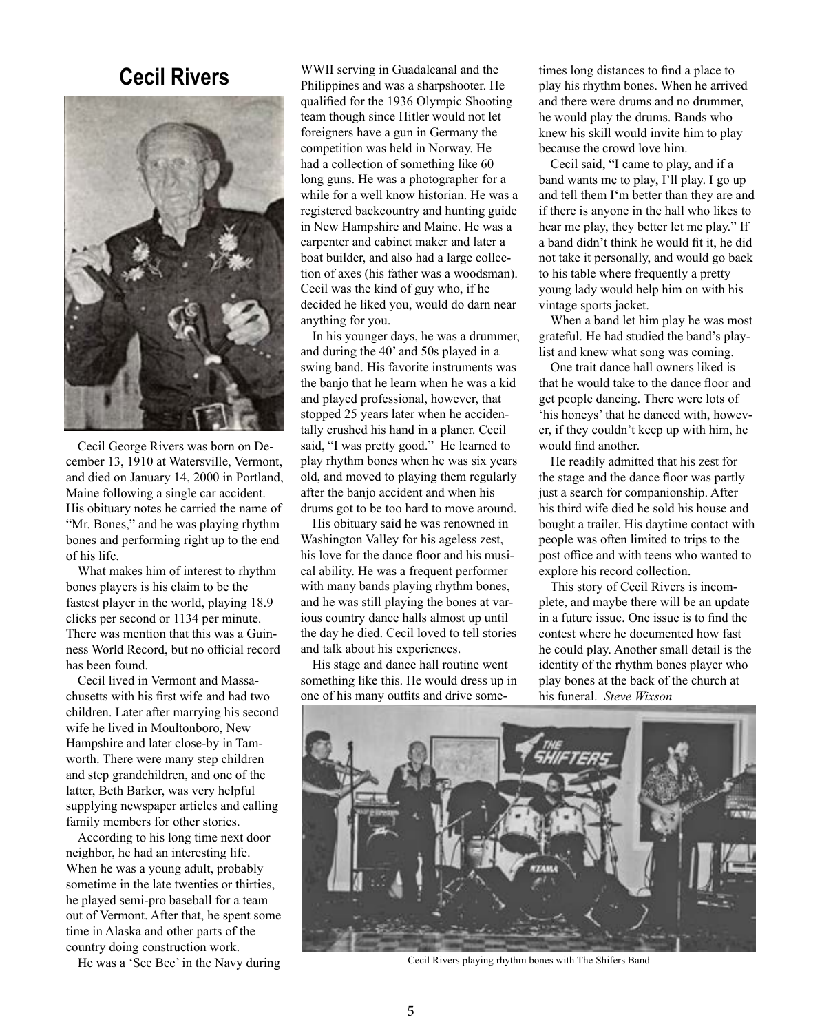# Cecil Rivers

Cecil George Rivers was born on December 13, 1910 at Watersville, Vermont, and died on January 14, 2000 in Portland, Maine following a single car accident. His obituary notes he carried the name of "Mr. Bones," and he was playing rhythm bones and performing right up to the end of his life.

What makes him of interest to rhythm bones players is his claim to be the fastest player in the world, playing 18.9 clicks per second or 1134 per minute. There was mention that this was a Guinness World Record, but no official record has been found.

Cecil lived in Vermont and Massachusetts with his first wife and had two children. Later after marrying his second wife he lived in Moultonboro, New Hampshire and later close-by in Tamworth. There were many step children and step grandchildren, and one of the latter, Beth Barker, was very helpful supplying newspaper articles and calling family members for other stories.

According to his long time next door neighbor, he had an interesting life. When he was a young adult, probably sometime in the late twenties or thirties, he played semi-pro baseball for a team out of Vermont. After that, he spent some time in Alaska and other parts of the country doing construction work.

He was a 'See Bee' in the Navy during WWII serving in Guadalcanal and the Philippines and was a sharpshooter. He qualified for the 1936 Olympic Shooting team though since Hitler would not let foreigners have a gun in Germany the competition was held in Norway. He had a collection of something like 60 long guns. He was a photographer for a while for a well know historian. He was a registered backcountry and hunting guide in New Hampshire and Maine. He was a carpenter and cabinet maker and later a boat builder, and also had a large collection of axes (his father was a woodsman). Cecil was the kind of guy who, if he decided he liked you, would do darn near anything for you.

In his younger days, he was a drummer, and during the 40' and 50s played in a swing band. His favorite instruments was the banjo that he learn when he was a kid and played professional, however, that stopped 25 years later when he accidentally crushed his hand in a planer. Cecil said, "I was pretty good." He learned to play rhythm bones when he was six years old, and moved to playing them regularly after the banjo accident and when his drums got to be too hard to move around.

His obituary said he was renowned in Washington Valley for his ageless zest, his love for the dance floor and his musical ability. He was a frequent performer with many bands playing rhythm bones, and he was still playing the bones at various country dance halls almost up until the day he died. Cecil loved to tell stories and talk about his experiences.

His stage and dance hall routine went something like this. He would dress up in one of his many outfits and drive sometimes long distances to find a place to play his rhythm bones. When he arrived and there were drums and no drummer, he would play the drums. Bands who knew his skill would invite him to play because the crowd love him.

Cecil said, "I came to play, and if a band wants me to play, I'll play. I go up and tell them I'm better than they are and if there is anyone in the hall who likes to hear me play, they better let me play." If a band didn't think he would fit it, he did not take it personally, and would go back to his table where frequently a pretty young lady would help him on with his vintage sports jacket.

When a band let him play he was most grateful. He had studied the band's playlist and knew what song was coming.

One trait dance hall owners liked is that he would take to the dance floor and get people dancing. There were lots of 'his honeys' that he danced with, however, if they couldn't keep up with him, he would find another.

He readily admitted that his zest for the stage and the dance floor was partly just a search for companionship. After his third wife died he sold his house and bought a trailer. His daytime contact with people was often limited to trips to the post office and with teens who wanted to explore his record collection.

This story of Cecil Rivers is incomplete, and maybe there will be an update in a future issue. One issue is to find the contest where he documented how fast he could play. Another small detail is the identity of the rhythm bones player who play bones at the back of the church at his funeral. *Steve Wixson*

Cecil Rivers playing rhythm bones with The Shifers Band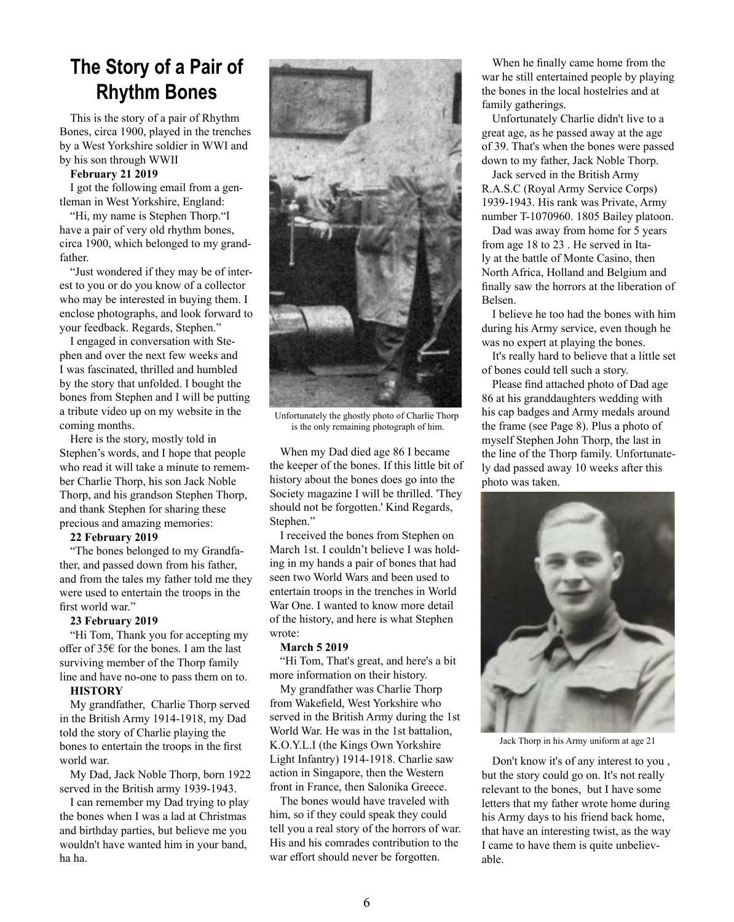# The Story of a Pair of Rhythm Bones

This is the story of a pair of Rhythm Bones, circa 1900, played in the trenches by a West Yorkshire soldier in WWI and by his son through WWII

**February 21 2019**

I got the following email from a gentleman in West Yorkshire, England:

"Hi, my name is Stephen Thorp."I have a pair of very old rhythm bones, circa 1900, which belonged to my grandfather.

"Just wondered if they may be of interest to you or do you know of a collector who may be interested in buying them. I enclose photographs, and look forward to your feedback. Regards, Stephen."

I engaged in conversation with Stephen and over the next few weeks and I was fascinated, thrilled and humbled by the story that unfolded. I bought the bones from Stephen and I will be putting a tribute video up on my website in the coming months.

Here is the story, mostly told in Stephen's words, and I hope that people who read it will take a minute to remember Charlie Thorp, his son Jack Noble Thorp, and his grandson Stephen Thorp, and thank Stephen for sharing these precious and amazing memories:

**22 February 2019**

"The bones belonged to my Grandfather, and passed down from his father, and from the tales my father told me they were used to entertain the troops in the first world war."

**23 February 2019**

"Hi Tom, Thank you for accepting my offer of 35€ for the bones. I am the last surviving member of the Thorp family line and have no-one to pass them on to.

**HISTORY**

My grandfather, Charlie Thorp served in the British Army 1914-1918, my Dad told the story of Charlie playing the bones to entertain the troops in the first world war.

My Dad, Jack Noble Thorp, born 1922 served in the British army 1939-1943.

I can remember my Dad trying to play the bones when I was a lad at Christmas and birthday parties, but believe me you wouldn't have wanted him in your band, ha ha.

Unfortunately the ghostly photo of Charlie Thorp is the only remaining photograph of him.

When my Dad died age 86 I became the keeper of the bones. If this little bit of history about the bones does go into the Society magazine I will be thrilled. 'They should not be forgotten.' Kind Regards, Stephen."

I received the bones from Stephen on March 1st. I couldn't believe I was holding in my hands a pair of bones that had seen two World Wars and been used to entertain troops in the trenches in World War One. I wanted to know more detail of the history, and here is what Stephen wrote:

**March 5 2019**

"Hi Tom, That's great, and here's a bit more information on their history.

My grandfather was Charlie Thorp from Wakefield, West Yorkshire who served in the British Army during the 1st World War. He was in the 1st battalion, K.O.Y.L.I (the Kings Own Yorkshire Light Infantry) 1914-1918. Charlie saw action in Singapore, then the Western front in France, then Salonika Greece.

The bones would have traveled with him, so if they could speak they could tell you a real story of the horrors of war. His and his comrades contribution to the war effort should never be forgotten.

When he finally came home from the war he still entertained people by playing the bones in the local hostelries and at family gatherings.

Unfortunately Charlie didn't live to a great age, as he passed away at the age of 39. That's when the bones were passed down to my father, Jack Noble Thorp.

Jack served in the British Army R.A.S.C (Royal Army Service Corps) 1939-1943. His rank was Private, Army number T-1070960. 1805 Bailey platoon.

Dad was away from home for 5 years from age 18 to 23 . He served in Italy at the battle of Monte Casino, then North Africa, Holland and Belgium and finally saw the horrors at the liberation of Belsen.

I believe he too had the bones with him during his Army service, even though he was no expert at playing the bones.

It's really hard to believe that a little set of bones could tell such a story.

Please find attached photo of Dad age 86 at his granddaughters wedding with his cap badges and Army medals around the frame (see Page 8). Plus a photo of myself Stephen John Thorp, the last in the line of the Thorp family. Unfortunately dad passed away 10 weeks after this photo was taken.

Jack Thorp in his Army uniform at age 21

Don't know it's of any interest to you , but the story could go on. It's not really relevant to the bones, but I have some letters that my father wrote home during his Army days to his friend back home, that have an interesting twist, as the way I came to have them is quite unbelievable.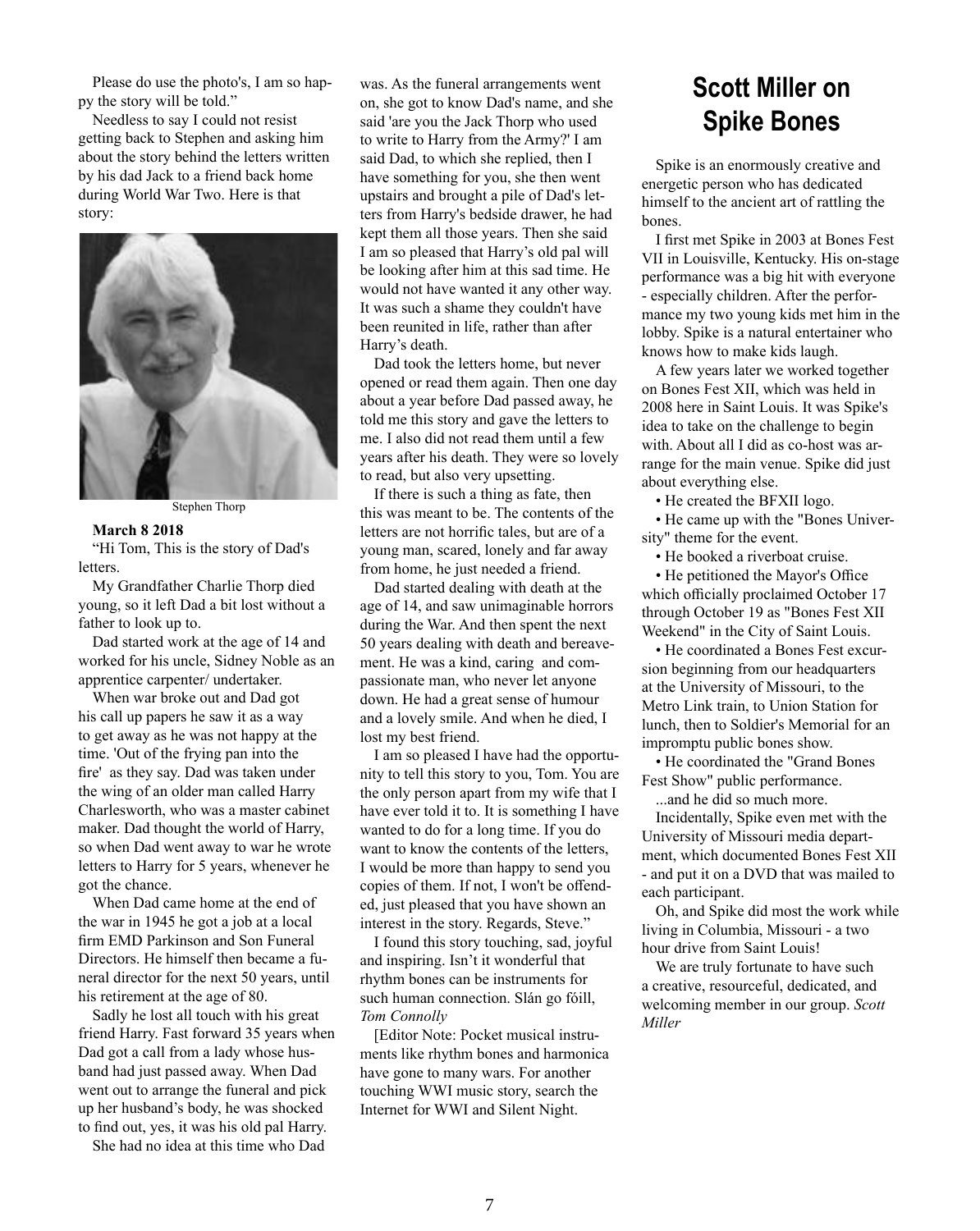Please do use the photo's, I am so happy the story will be told."

Needless to say I could not resist getting back to Stephen and asking him about the story behind the letters written by his dad Jack to a friend back home during World War Two. Here is that story:

Stephen Thorp

**March 8 2018**

"Hi Tom, This is the story of Dad's letters.

My Grandfather Charlie Thorp died young, so it left Dad a bit lost without a father to look up to.

Dad started work at the age of 14 and worked for his uncle, Sidney Noble as an apprentice carpenter/ undertaker.

When war broke out and Dad got his call up papers he saw it as a way to get away as he was not happy at the time. 'Out of the frying pan into the fire' as they say. Dad was taken under the wing of an older man called Harry Charlesworth, who was a master cabinet maker. Dad thought the world of Harry, so when Dad went away to war he wrote letters to Harry for 5 years, whenever he got the chance.

When Dad came home at the end of the war in 1945 he got a job at a local firm EMD Parkinson and Son Funeral Directors. He himself then became a funeral director for the next 50 years, until his retirement at the age of 80.

Sadly he lost all touch with his great friend Harry. Fast forward 35 years when Dad got a call from a lady whose husband had just passed away. When Dad went out to arrange the funeral and pick up her husband's body, he was shocked to find out, yes, it was his old pal Harry.

She had no idea at this time who Dad was. As the funeral arrangements went on, she got to know Dad's name, and she said 'are you the Jack Thorp who used to write to Harry from the Army?' I am said Dad, to which she replied, then I have something for you, she then went upstairs and brought a pile of Dad's letters from Harry's bedside drawer, he had kept them all those years. Then she said I am so pleased that Harry's old pal will be looking after him at this sad time. He would not have wanted it any other way. It was such a shame they couldn't have been reunited in life, rather than after Harry's death.

Dad took the letters home, but never opened or read them again. Then one day about a year before Dad passed away, he told me this story and gave the letters to me. I also did not read them until a few years after his death. They were so lovely to read, but also very upsetting.

If there is such a thing as fate, then this was meant to be. The contents of the letters are not horrific tales, but are of a young man, scared, lonely and far away from home, he just needed a friend.

Dad started dealing with death at the age of 14, and saw unimaginable horrors during the War. And then spent the next 50 years dealing with death and bereavement. He was a kind, caring and compassionate man, who never let anyone down. He had a great sense of humour and a lovely smile. And when he died, I lost my best friend.

I am so pleased I have had the opportunity to tell this story to you, Tom. You are the only person apart from my wife that I have ever told it to. It is something I have wanted to do for a long time. If you do want to know the contents of the letters, I would be more than happy to send you copies of them. If not, I won't be offended, just pleased that you have shown an interest in the story. Regards, Steve."

I found this story touching, sad, joyful and inspiring. Isn't it wonderful that rhythm bones can be instruments for such human connection. Slán go fóill, *Tom Connolly*

[Editor Note: Pocket musical instruments like rhythm bones and harmonica have gone to many wars. For another touching WWI music story, search the Internet for WWI and Silent Night.

# Scott Miller on Spike Bones

Spike is an enormously creative and energetic person who has dedicated himself to the ancient art of rattling the bones.

I first met Spike in 2003 at Bones Fest VII in Louisville, Kentucky. His on-stage performance was a big hit with everyone - especially children. After the performance my two young kids met him in the lobby. Spike is a natural entertainer who knows how to make kids laugh.

A few years later we worked together on Bones Fest XII, which was held in 2008 here in Saint Louis. It was Spike's idea to take on the challenge to begin with. About all I did as co-host was arrange for the main venue. Spike did just about everything else.

- He created the BFXII logo.
- He came up with the "Bones University" theme for the event.
- He booked a riverboat cruise.
- He petitioned the Mayor's Office which officially proclaimed October 17 through October 19 as "Bones Fest XII Weekend" in the City of Saint Louis.
- He coordinated a Bones Fest excursion beginning from our headquarters at the University of Missouri, to the Metro Link train, to Union Station for lunch, then to Soldier's Memorial for an impromptu public bones show.
- He coordinated the "Grand Bones Fest Show" public performance.

...and he did so much more.

Incidentally, Spike even met with the University of Missouri media department, which documented Bones Fest XII - and put it on a DVD that was mailed to each participant.

Oh, and Spike did most the work while living in Columbia, Missouri - a two hour drive from Saint Louis!

We are truly fortunate to have such a creative, resourceful, dedicated, and welcoming member in our group. *Scott Miller*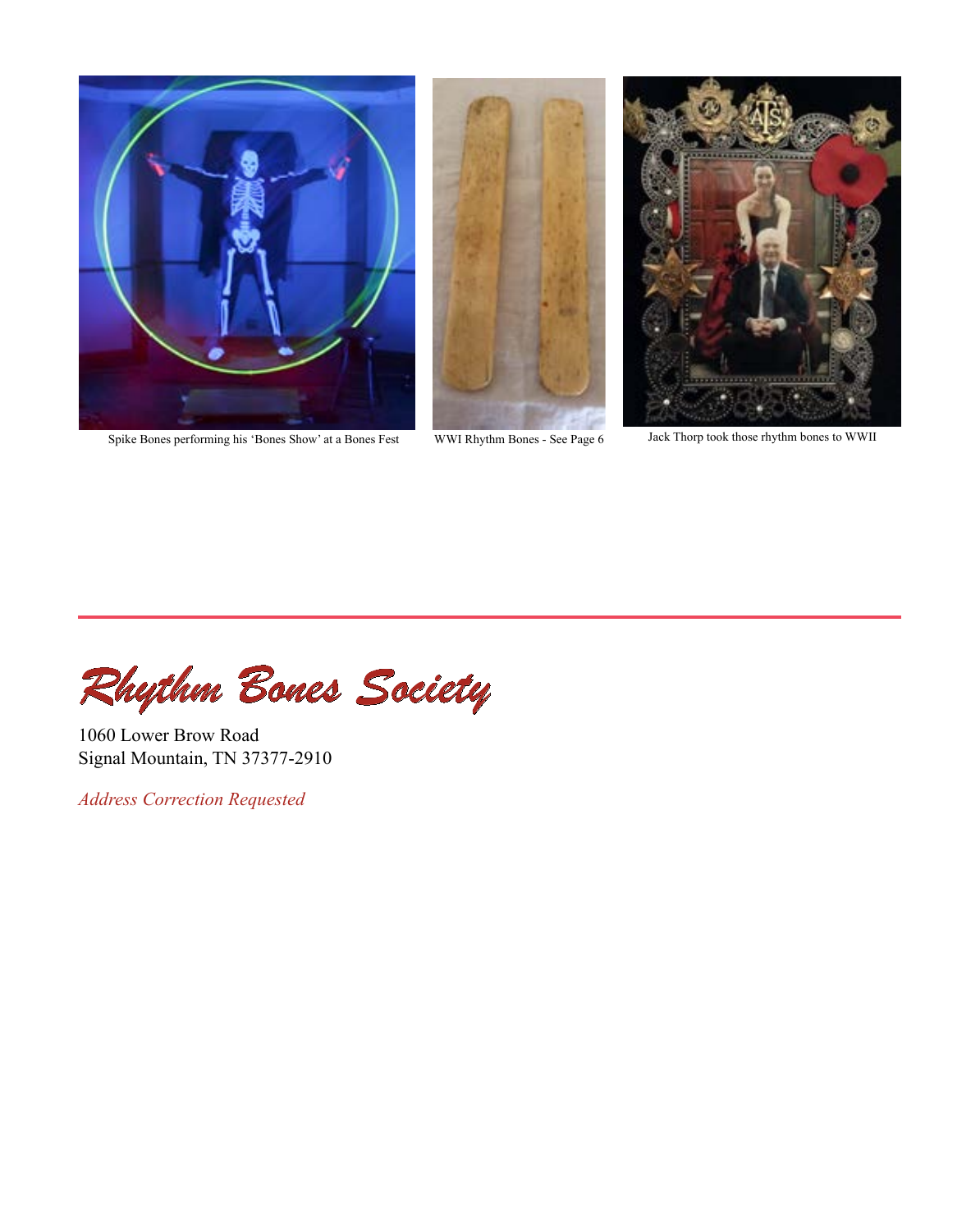Spike Bones performing his 'Bones Show' at a Bones Fest

WWI Rhythm Bones - See Page 6

Jack Thorp took those rhythm bones to WWII

---

*Rhythm Bones Society*

1060 Lower Brow Road
Signal Mountain, TN 37377-2910

*Address Correction Requested*